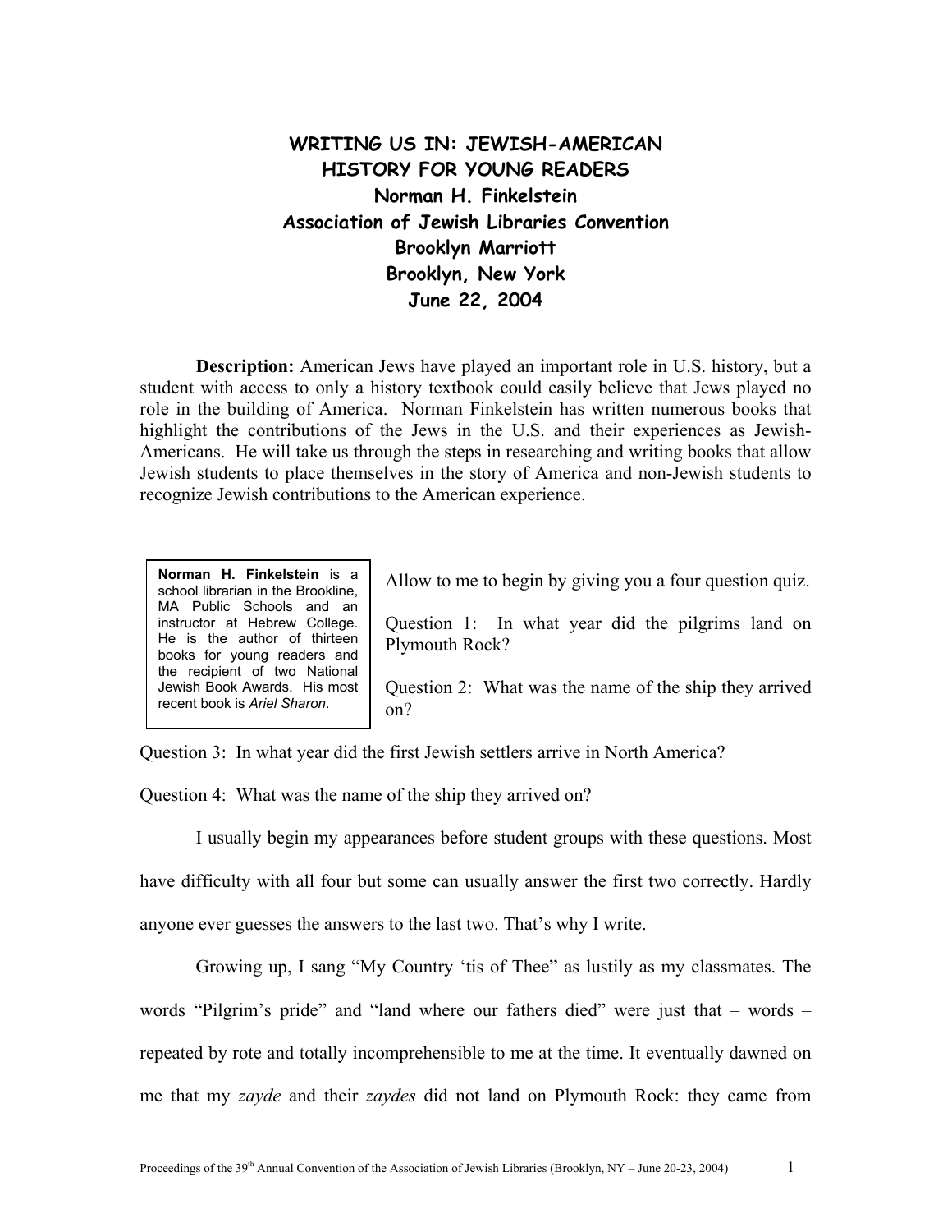# WRITING US IN: JEWISH-AMERICAN HISTORY FOR YOUNG READERS

**Norman H. Finkelstein**
**Association of Jewish Libraries Convention**
**Brooklyn Marriott**
**Brooklyn, New York**
**June 22, 2004**

**Description:** American Jews have played an important role in U.S. history, but a student with access to only a history textbook could easily believe that Jews played no role in the building of America. Norman Finkelstein has written numerous books that highlight the contributions of the Jews in the U.S. and their experiences as Jewish-Americans. He will take us through the steps in researching and writing books that allow Jewish students to place themselves in the story of America and non-Jewish students to recognize Jewish contributions to the American experience.

> **Norman H. Finkelstein** is a school librarian in the Brookline, MA Public Schools and an instructor at Hebrew College. He is the author of thirteen books for young readers and the recipient of two National Jewish Book Awards. His most recent book is *Ariel Sharon*.

Allow to me to begin by giving you a four question quiz.

Question 1: In what year did the pilgrims land on Plymouth Rock?

Question 2: What was the name of the ship they arrived on?

Question 3: In what year did the first Jewish settlers arrive in North America?

Question 4: What was the name of the ship they arrived on?

I usually begin my appearances before student groups with these questions. Most have difficulty with all four but some can usually answer the first two correctly. Hardly anyone ever guesses the answers to the last two. That's why I write.

Growing up, I sang "My Country 'tis of Thee" as lustily as my classmates. The words "Pilgrim's pride" and "land where our fathers died" were just that – words – repeated by rote and totally incomprehensible to me at the time. It eventually dawned on me that my *zayde* and their *zaydes* did not land on Plymouth Rock: they came from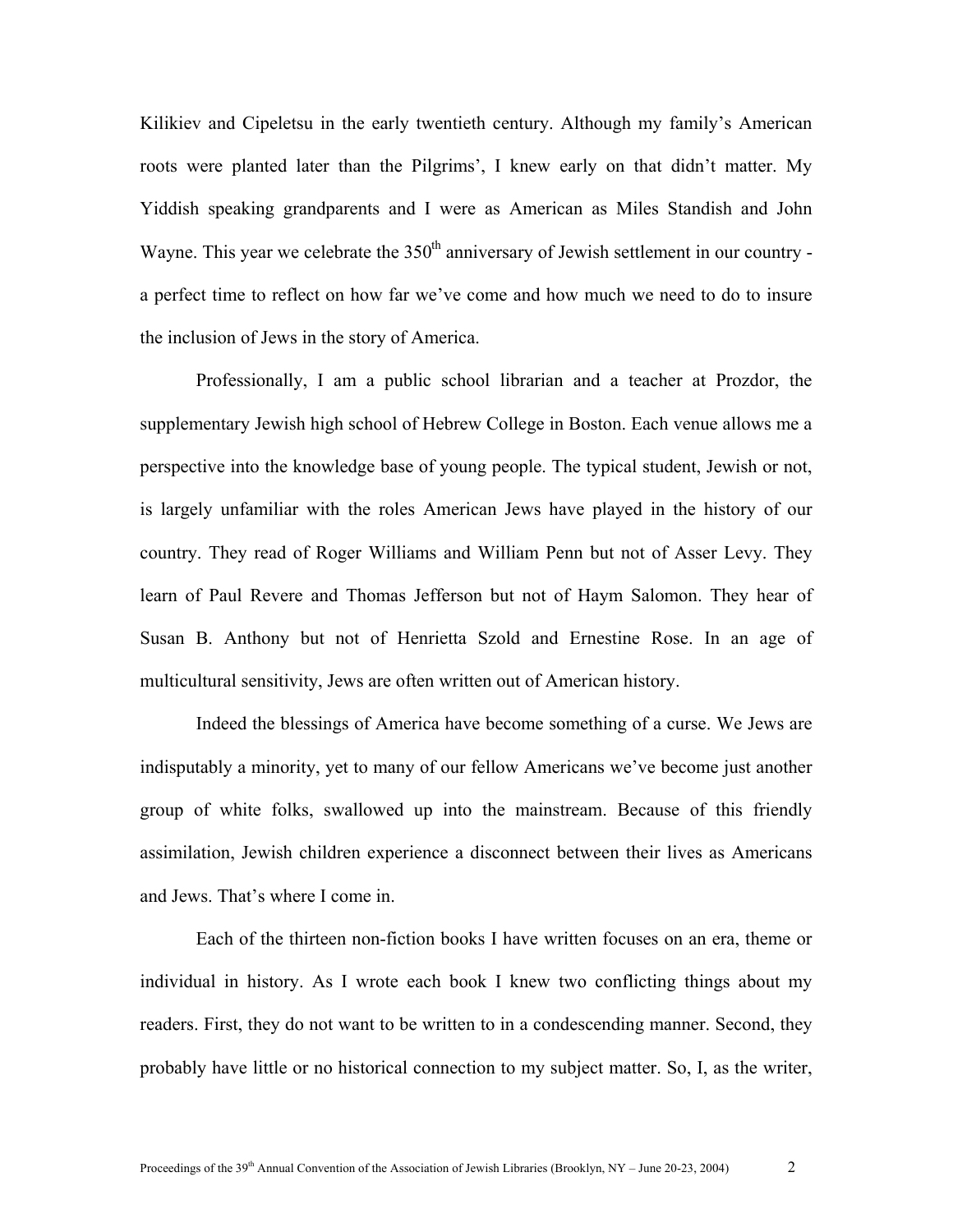Kilikiev and Cipeletsu in the early twentieth century. Although my family's American roots were planted later than the Pilgrims', I knew early on that didn't matter. My Yiddish speaking grandparents and I were as American as Miles Standish and John Wayne. This year we celebrate the 350th anniversary of Jewish settlement in our country - a perfect time to reflect on how far we've come and how much we need to do to insure the inclusion of Jews in the story of America.

Professionally, I am a public school librarian and a teacher at Prozdor, the supplementary Jewish high school of Hebrew College in Boston. Each venue allows me a perspective into the knowledge base of young people. The typical student, Jewish or not, is largely unfamiliar with the roles American Jews have played in the history of our country. They read of Roger Williams and William Penn but not of Asser Levy. They learn of Paul Revere and Thomas Jefferson but not of Haym Salomon. They hear of Susan B. Anthony but not of Henrietta Szold and Ernestine Rose. In an age of multicultural sensitivity, Jews are often written out of American history.

Indeed the blessings of America have become something of a curse. We Jews are indisputably a minority, yet to many of our fellow Americans we've become just another group of white folks, swallowed up into the mainstream. Because of this friendly assimilation, Jewish children experience a disconnect between their lives as Americans and Jews. That's where I come in.

Each of the thirteen non-fiction books I have written focuses on an era, theme or individual in history. As I wrote each book I knew two conflicting things about my readers. First, they do not want to be written to in a condescending manner. Second, they probably have little or no historical connection to my subject matter. So, I, as the writer,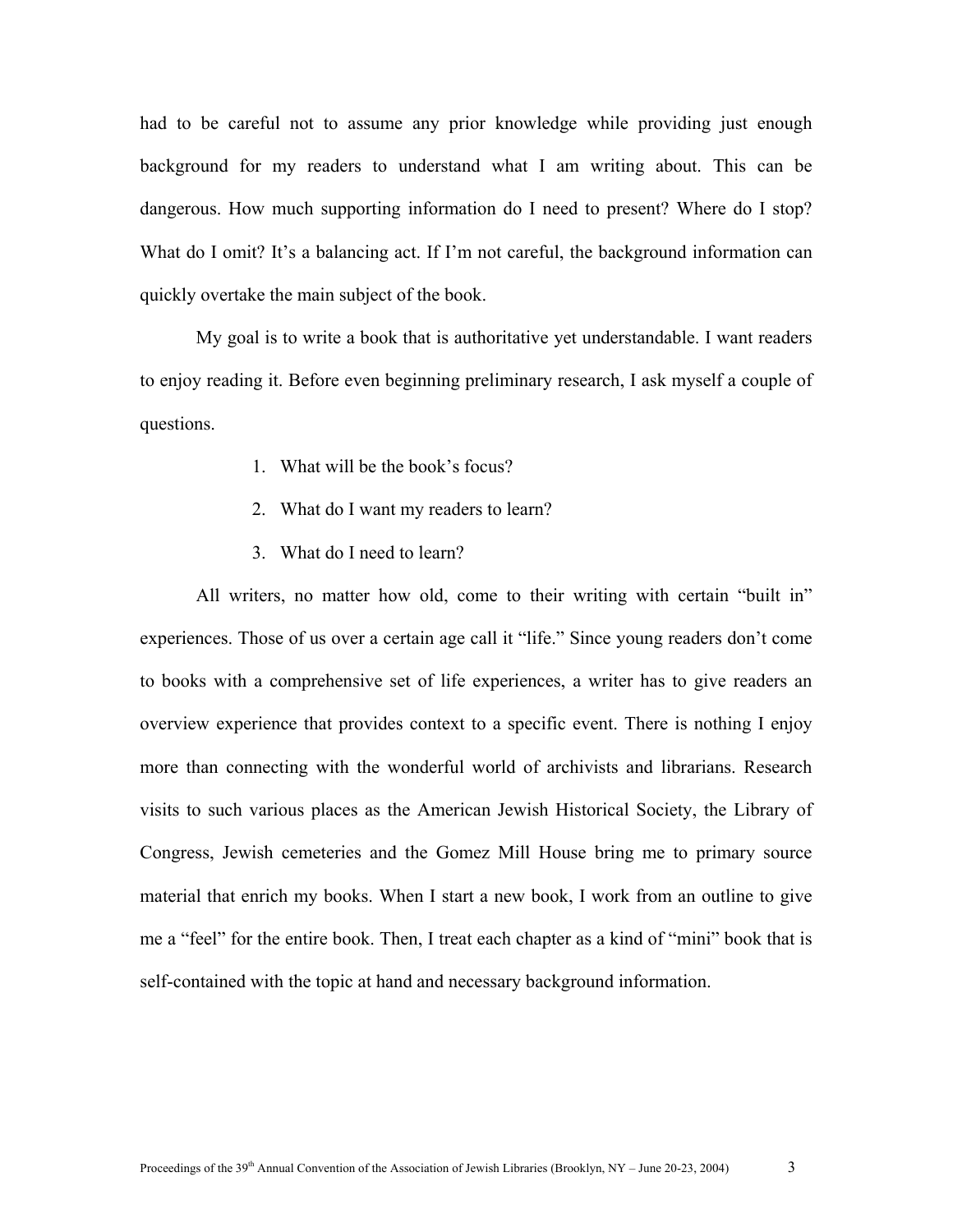had to be careful not to assume any prior knowledge while providing just enough background for my readers to understand what I am writing about. This can be dangerous. How much supporting information do I need to present? Where do I stop? What do I omit? It's a balancing act. If I'm not careful, the background information can quickly overtake the main subject of the book.

My goal is to write a book that is authoritative yet understandable. I want readers to enjoy reading it. Before even beginning preliminary research, I ask myself a couple of questions.

1. What will be the book's focus?
2. What do I want my readers to learn?
3. What do I need to learn?

All writers, no matter how old, come to their writing with certain "built in" experiences. Those of us over a certain age call it "life." Since young readers don't come to books with a comprehensive set of life experiences, a writer has to give readers an overview experience that provides context to a specific event. There is nothing I enjoy more than connecting with the wonderful world of archivists and librarians. Research visits to such various places as the American Jewish Historical Society, the Library of Congress, Jewish cemeteries and the Gomez Mill House bring me to primary source material that enrich my books. When I start a new book, I work from an outline to give me a "feel" for the entire book. Then, I treat each chapter as a kind of "mini" book that is self-contained with the topic at hand and necessary background information.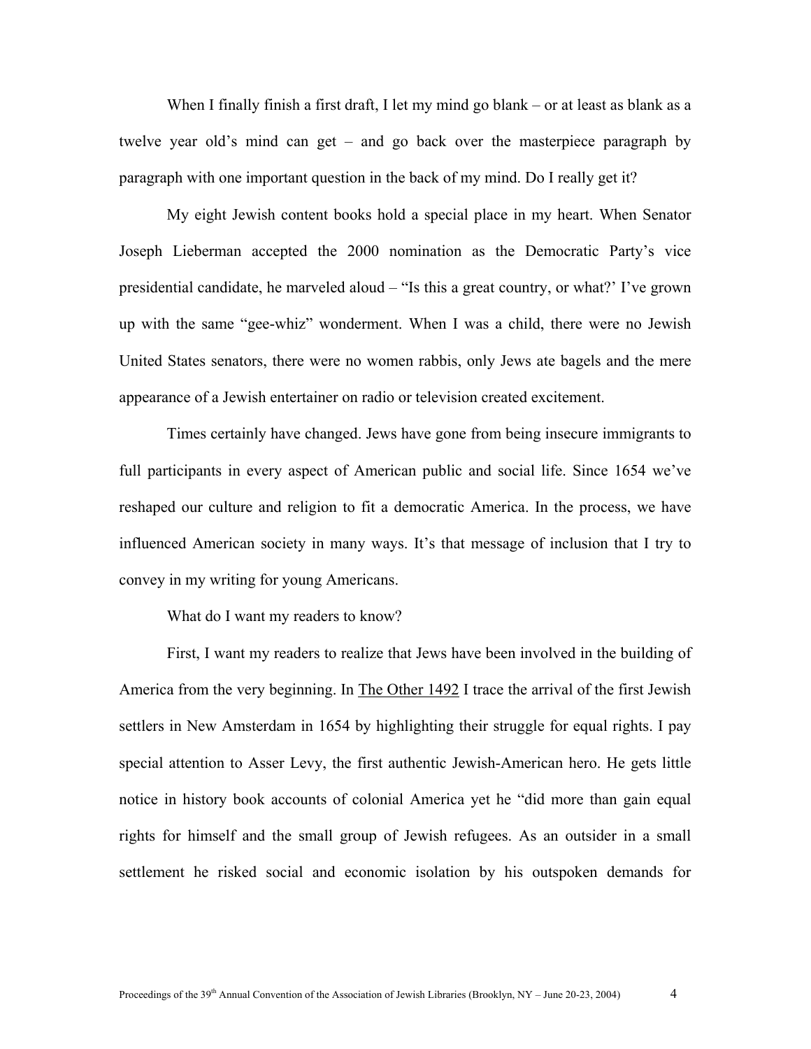When I finally finish a first draft, I let my mind go blank – or at least as blank as a twelve year old's mind can get – and go back over the masterpiece paragraph by paragraph with one important question in the back of my mind. Do I really get it?

My eight Jewish content books hold a special place in my heart. When Senator Joseph Lieberman accepted the 2000 nomination as the Democratic Party's vice presidential candidate, he marveled aloud – "Is this a great country, or what?' I've grown up with the same "gee-whiz" wonderment. When I was a child, there were no Jewish United States senators, there were no women rabbis, only Jews ate bagels and the mere appearance of a Jewish entertainer on radio or television created excitement.

Times certainly have changed. Jews have gone from being insecure immigrants to full participants in every aspect of American public and social life. Since 1654 we've reshaped our culture and religion to fit a democratic America. In the process, we have influenced American society in many ways. It's that message of inclusion that I try to convey in my writing for young Americans.

What do I want my readers to know?

First, I want my readers to realize that Jews have been involved in the building of America from the very beginning. In <u>The Other 1492</u> I trace the arrival of the first Jewish settlers in New Amsterdam in 1654 by highlighting their struggle for equal rights. I pay special attention to Asser Levy, the first authentic Jewish-American hero. He gets little notice in history book accounts of colonial America yet he "did more than gain equal rights for himself and the small group of Jewish refugees. As an outsider in a small settlement he risked social and economic isolation by his outspoken demands for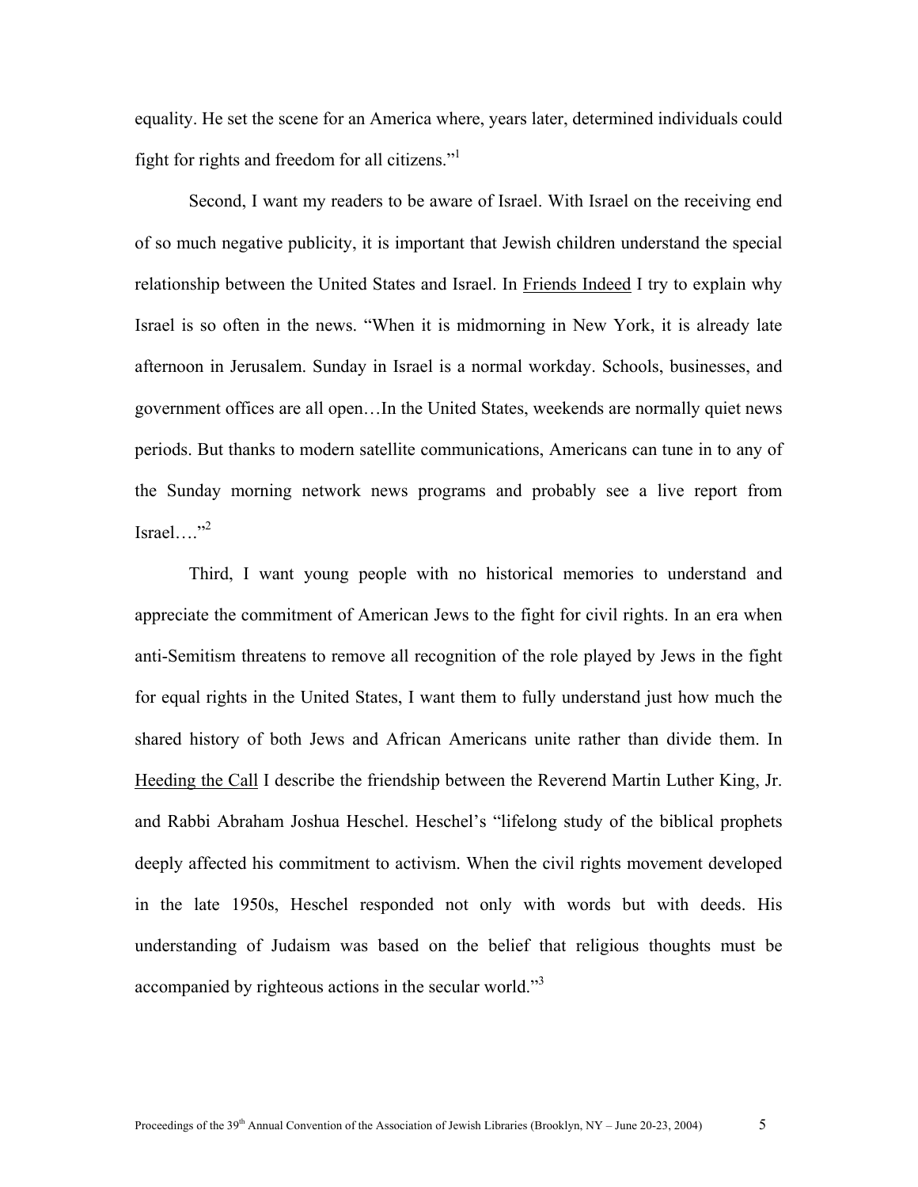equality. He set the scene for an America where, years later, determined individuals could fight for rights and freedom for all citizens."[1]

Second, I want my readers to be aware of Israel. With Israel on the receiving end of so much negative publicity, it is important that Jewish children understand the special relationship between the United States and Israel. In Friends Indeed I try to explain why Israel is so often in the news. "When it is midmorning in New York, it is already late afternoon in Jerusalem. Sunday in Israel is a normal workday. Schools, businesses, and government offices are all open…In the United States, weekends are normally quiet news periods. But thanks to modern satellite communications, Americans can tune in to any of the Sunday morning network news programs and probably see a live report from Israel…."[2]

Third, I want young people with no historical memories to understand and appreciate the commitment of American Jews to the fight for civil rights. In an era when anti-Semitism threatens to remove all recognition of the role played by Jews in the fight for equal rights in the United States, I want them to fully understand just how much the shared history of both Jews and African Americans unite rather than divide them. In Heeding the Call I describe the friendship between the Reverend Martin Luther King, Jr. and Rabbi Abraham Joshua Heschel. Heschel's "lifelong study of the biblical prophets deeply affected his commitment to activism. When the civil rights movement developed in the late 1950s, Heschel responded not only with words but with deeds. His understanding of Judaism was based on the belief that religious thoughts must be accompanied by righteous actions in the secular world."[3]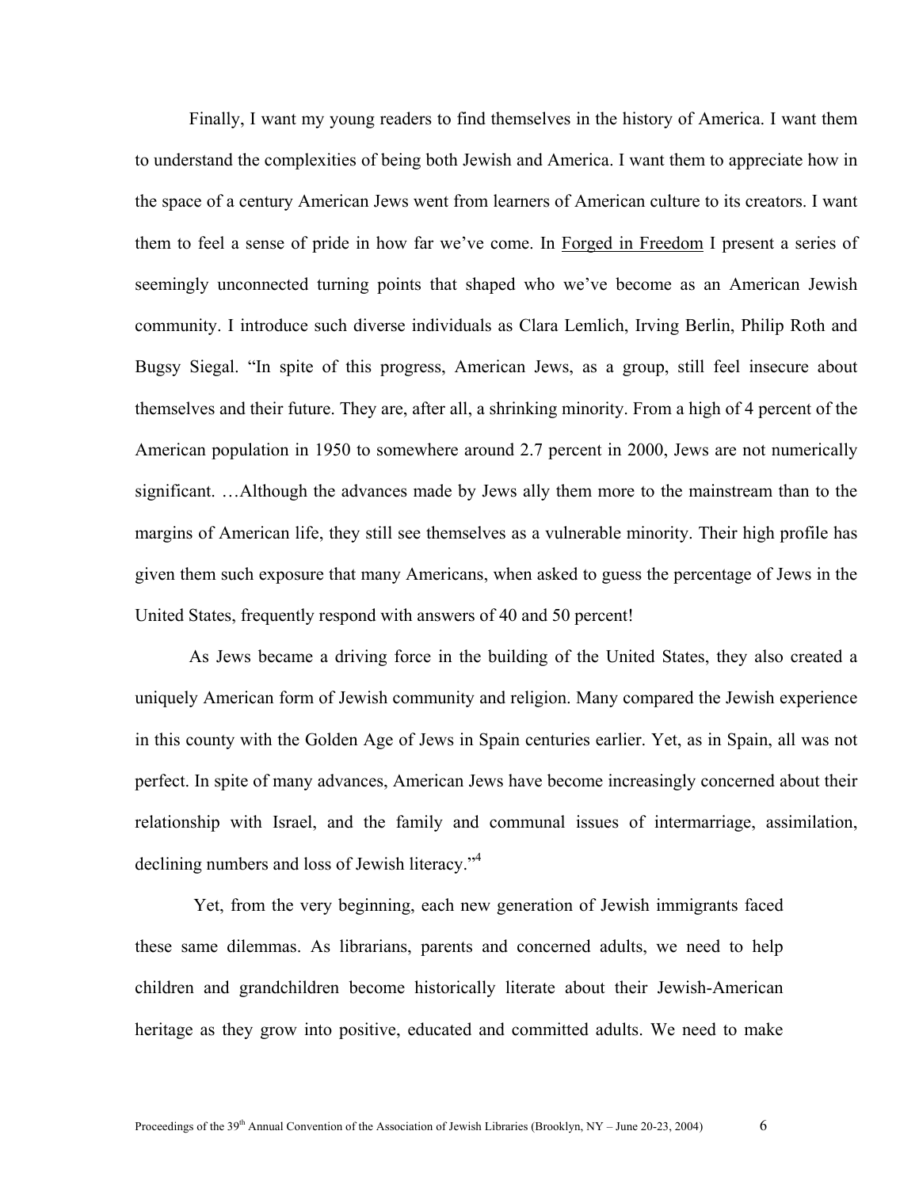Finally, I want my young readers to find themselves in the history of America. I want them to understand the complexities of being both Jewish and America. I want them to appreciate how in the space of a century American Jews went from learners of American culture to its creators. I want them to feel a sense of pride in how far we've come. In Forged in Freedom I present a series of seemingly unconnected turning points that shaped who we've become as an American Jewish community. I introduce such diverse individuals as Clara Lemlich, Irving Berlin, Philip Roth and Bugsy Siegal. "In spite of this progress, American Jews, as a group, still feel insecure about themselves and their future. They are, after all, a shrinking minority. From a high of 4 percent of the American population in 1950 to somewhere around 2.7 percent in 2000, Jews are not numerically significant. …Although the advances made by Jews ally them more to the mainstream than to the margins of American life, they still see themselves as a vulnerable minority. Their high profile has given them such exposure that many Americans, when asked to guess the percentage of Jews in the United States, frequently respond with answers of 40 and 50 percent!

As Jews became a driving force in the building of the United States, they also created a uniquely American form of Jewish community and religion. Many compared the Jewish experience in this county with the Golden Age of Jews in Spain centuries earlier. Yet, as in Spain, all was not perfect. In spite of many advances, American Jews have become increasingly concerned about their relationship with Israel, and the family and communal issues of intermarriage, assimilation, declining numbers and loss of Jewish literacy."[4]

Yet, from the very beginning, each new generation of Jewish immigrants faced these same dilemmas. As librarians, parents and concerned adults, we need to help children and grandchildren become historically literate about their Jewish-American heritage as they grow into positive, educated and committed adults. We need to make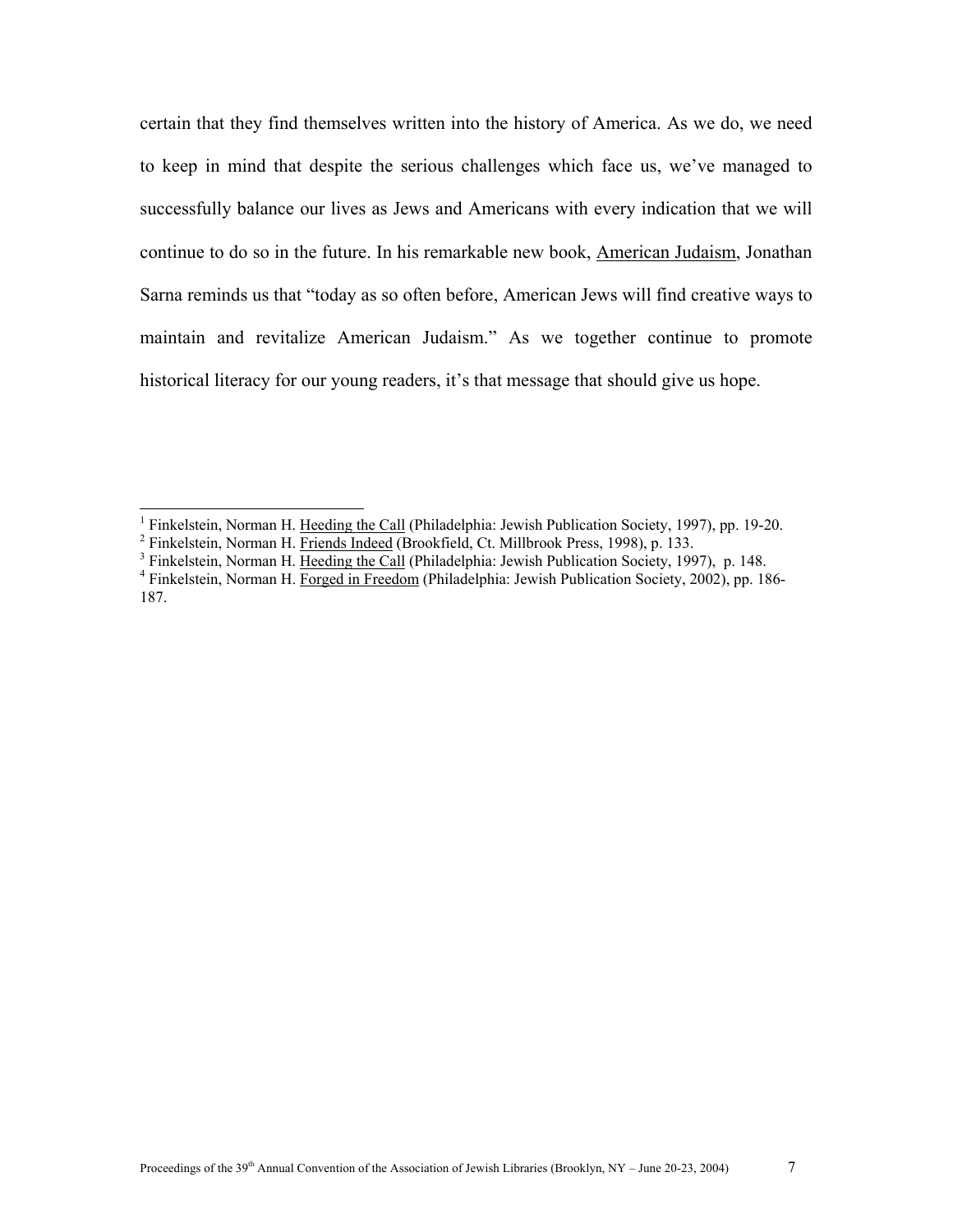certain that they find themselves written into the history of America. As we do, we need to keep in mind that despite the serious challenges which face us, we've managed to successfully balance our lives as Jews and Americans with every indication that we will continue to do so in the future. In his remarkable new book, American Judaism, Jonathan Sarna reminds us that "today as so often before, American Jews will find creative ways to maintain and revitalize American Judaism." As we together continue to promote historical literacy for our young readers, it's that message that should give us hope.

---

[1] Finkelstein, Norman H. Heeding the Call (Philadelphia: Jewish Publication Society, 1997), pp. 19-20.

[2] Finkelstein, Norman H. Friends Indeed (Brookfield, Ct. Millbrook Press, 1998), p. 133.

[3] Finkelstein, Norman H. Heeding the Call (Philadelphia: Jewish Publication Society, 1997), p. 148.

[4] Finkelstein, Norman H. Forged in Freedom (Philadelphia: Jewish Publication Society, 2002), pp. 186-187.